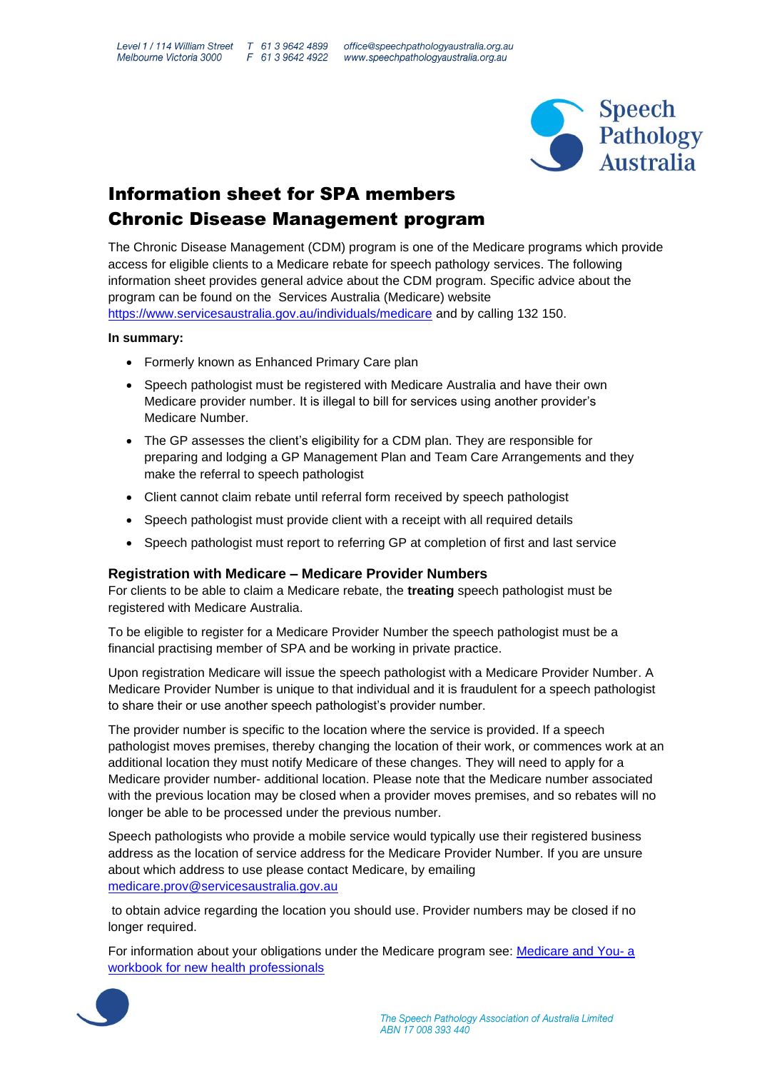# Information sheet for SPA members

# Chronic Disease Management program

The Chronic Disease Management (CDM) program is one of the Medicare programs which provide access for eligible clients to a Medicare rebate for speech pathology services. The following information sheet provides general advice about the CDM program. Specific advice about the program can be found on the Services Australia (Medicare) website https://www.servicesaustralia.gov.au/individuals/medicare and by calling 132 150.

**In summary:**

- Formerly known as Enhanced Primary Care plan
- Speech pathologist must be registered with Medicare Australia and have their own Medicare provider number. It is illegal to bill for services using another provider's Medicare Number.
- The GP assesses the client's eligibility for a CDM plan. They are responsible for preparing and lodging a GP Management Plan and Team Care Arrangements and they make the referral to speech pathologist
- Client cannot claim rebate until referral form received by speech pathologist
- Speech pathologist must provide client with a receipt with all required details
- Speech pathologist must report to referring GP at completion of first and last service

### Registration with Medicare – Medicare Provider Numbers

For clients to be able to claim a Medicare rebate, the **treating** speech pathologist must be registered with Medicare Australia.

To be eligible to register for a Medicare Provider Number the speech pathologist must be a financial practising member of SPA and be working in private practice.

Upon registration Medicare will issue the speech pathologist with a Medicare Provider Number. A Medicare Provider Number is unique to that individual and it is fraudulent for a speech pathologist to share their or use another speech pathologist's provider number.

The provider number is specific to the location where the service is provided. If a speech pathologist moves premises, thereby changing the location of their work, or commences work at an additional location they must notify Medicare of these changes. They will need to apply for a Medicare provider number- additional location. Please note that the Medicare number associated with the previous location may be closed when a provider moves premises, and so rebates will no longer be able to be processed under the previous number.

Speech pathologists who provide a mobile service would typically use their registered business address as the location of service address for the Medicare Provider Number. If you are unsure about which address to use please contact Medicare, by emailing medicare.prov@servicesaustralia.gov.au

to obtain advice regarding the location you should use. Provider numbers may be closed if no longer required.

For information about your obligations under the Medicare program see: [Medicare and You- a workbook for new health professionals]()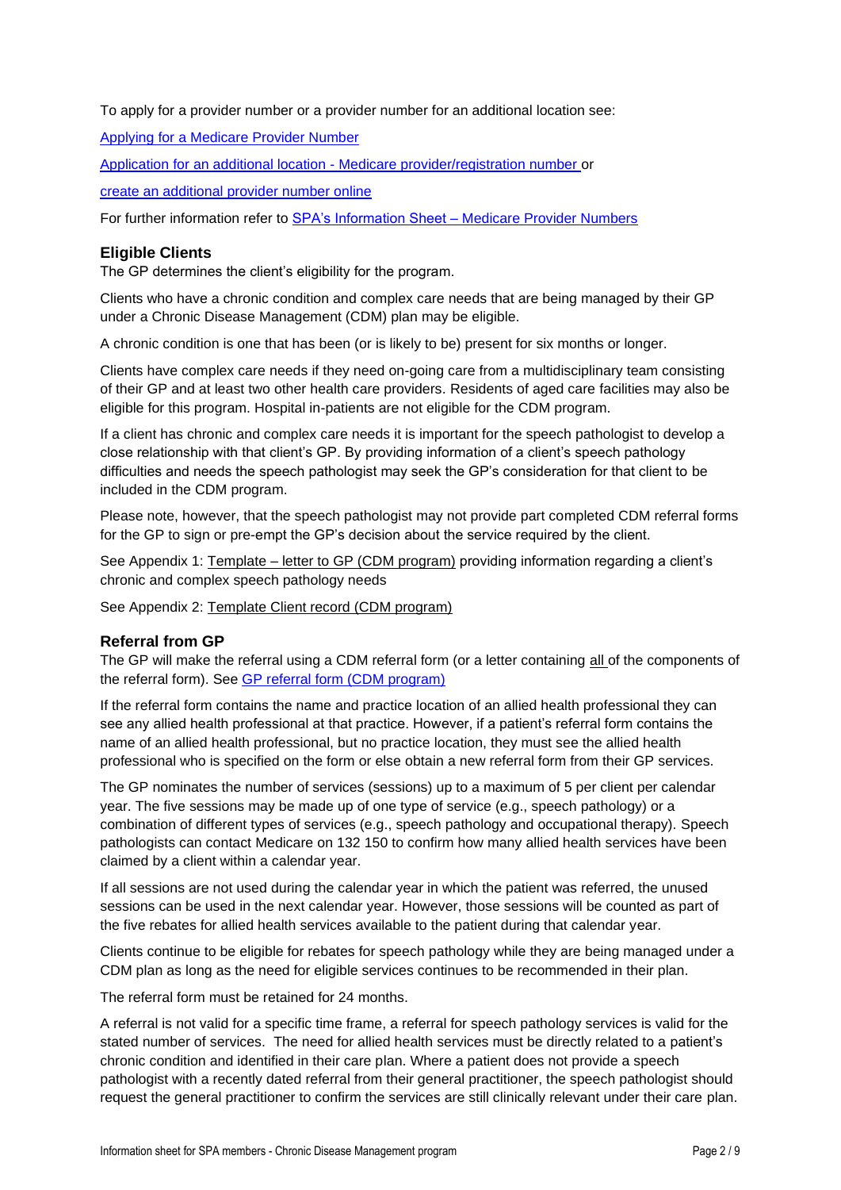To apply for a provider number or a provider number for an additional location see:

[Applying for a Medicare Provider Number]()

[Application for an additional location - Medicare provider/registration number]() or

[create an additional provider number online]()

For further information refer to [SPA's Information Sheet – Medicare Provider Numbers]()

### Eligible Clients

The GP determines the client's eligibility for the program.

Clients who have a chronic condition and complex care needs that are being managed by their GP under a Chronic Disease Management (CDM) plan may be eligible.

A chronic condition is one that has been (or is likely to be) present for six months or longer.

Clients have complex care needs if they need on-going care from a multidisciplinary team consisting of their GP and at least two other health care providers. Residents of aged care facilities may also be eligible for this program. Hospital in-patients are not eligible for the CDM program.

If a client has chronic and complex care needs it is important for the speech pathologist to develop a close relationship with that client's GP. By providing information of a client's speech pathology difficulties and needs the speech pathologist may seek the GP's consideration for that client to be included in the CDM program.

Please note, however, that the speech pathologist may not provide part completed CDM referral forms for the GP to sign or pre-empt the GP's decision about the service required by the client.

See Appendix 1: Template – letter to GP (CDM program) providing information regarding a client's chronic and complex speech pathology needs

See Appendix 2: Template Client record (CDM program)

### Referral from GP

The GP will make the referral using a CDM referral form (or a letter containing all of the components of the referral form). See [GP referral form (CDM program)]()

If the referral form contains the name and practice location of an allied health professional they can see any allied health professional at that practice. However, if a patient's referral form contains the name of an allied health professional, but no practice location, they must see the allied health professional who is specified on the form or else obtain a new referral form from their GP services.

The GP nominates the number of services (sessions) up to a maximum of 5 per client per calendar year. The five sessions may be made up of one type of service (e.g., speech pathology) or a combination of different types of services (e.g., speech pathology and occupational therapy). Speech pathologists can contact Medicare on 132 150 to confirm how many allied health services have been claimed by a client within a calendar year.

If all sessions are not used during the calendar year in which the patient was referred, the unused sessions can be used in the next calendar year. However, those sessions will be counted as part of the five rebates for allied health services available to the patient during that calendar year.

Clients continue to be eligible for rebates for speech pathology while they are being managed under a CDM plan as long as the need for eligible services continues to be recommended in their plan.

The referral form must be retained for 24 months.

A referral is not valid for a specific time frame, a referral for speech pathology services is valid for the stated number of services. The need for allied health services must be directly related to a patient's chronic condition and identified in their care plan. Where a patient does not provide a speech pathologist with a recently dated referral from their general practitioner, the speech pathologist should request the general practitioner to confirm the services are still clinically relevant under their care plan.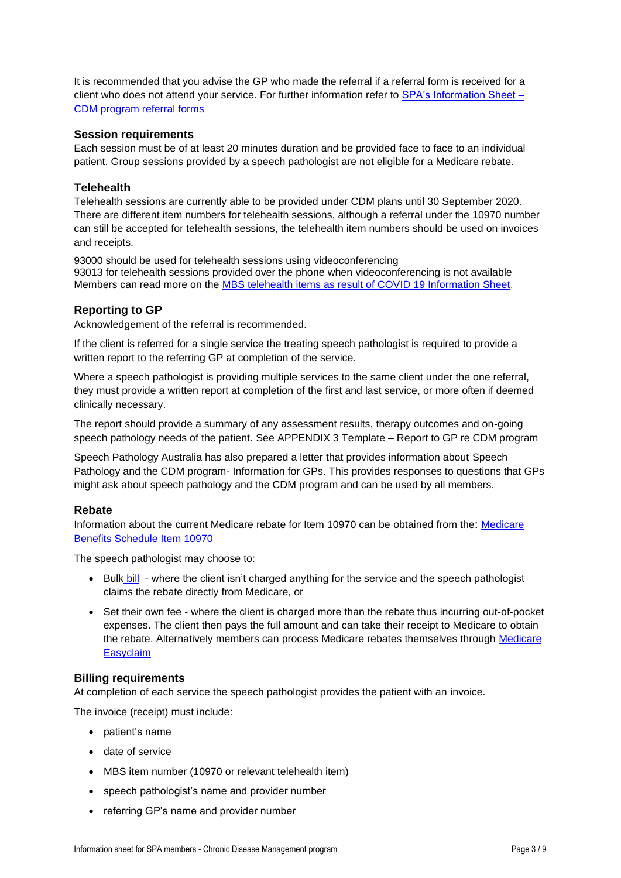It is recommended that you advise the GP who made the referral if a referral form is received for a client who does not attend your service. For further information refer to [SPA's Information Sheet – CDM program referral forms]

### Session requirements

Each session must be of at least 20 minutes duration and be provided face to face to an individual patient. Group sessions provided by a speech pathologist are not eligible for a Medicare rebate.

### Telehealth

Telehealth sessions are currently able to be provided under CDM plans until 30 September 2020. There are different item numbers for telehealth sessions, although a referral under the 10970 number can still be accepted for telehealth sessions, the telehealth item numbers should be used on invoices and receipts.

93000 should be used for telehealth sessions using videoconferencing
93013 for telehealth sessions provided over the phone when videoconferencing is not available
Members can read more on the [MBS telehealth items as result of COVID 19 Information Sheet].

### Reporting to GP

Acknowledgement of the referral is recommended.

If the client is referred for a single service the treating speech pathologist is required to provide a written report to the referring GP at completion of the service.

Where a speech pathologist is providing multiple services to the same client under the one referral, they must provide a written report at completion of the first and last service, or more often if deemed clinically necessary.

The report should provide a summary of any assessment results, therapy outcomes and on-going speech pathology needs of the patient. See APPENDIX 3 Template – Report to GP re CDM program

Speech Pathology Australia has also prepared a letter that provides information about Speech Pathology and the CDM program- Information for GPs. This provides responses to questions that GPs might ask about speech pathology and the CDM program and can be used by all members.

### Rebate

Information about the current Medicare rebate for Item 10970 can be obtained from the: [Medicare Benefits Schedule Item 10970]

The speech pathologist may choose to:

- Bulk bill - where the client isn't charged anything for the service and the speech pathologist claims the rebate directly from Medicare, or
- Set their own fee - where the client is charged more than the rebate thus incurring out-of-pocket expenses. The client then pays the full amount and can take their receipt to Medicare to obtain the rebate. Alternatively members can process Medicare rebates themselves through [Medicare Easyclaim]

### Billing requirements

At completion of each service the speech pathologist provides the patient with an invoice.

The invoice (receipt) must include:

- patient's name
- date of service
- MBS item number (10970 or relevant telehealth item)
- speech pathologist's name and provider number
- referring GP's name and provider number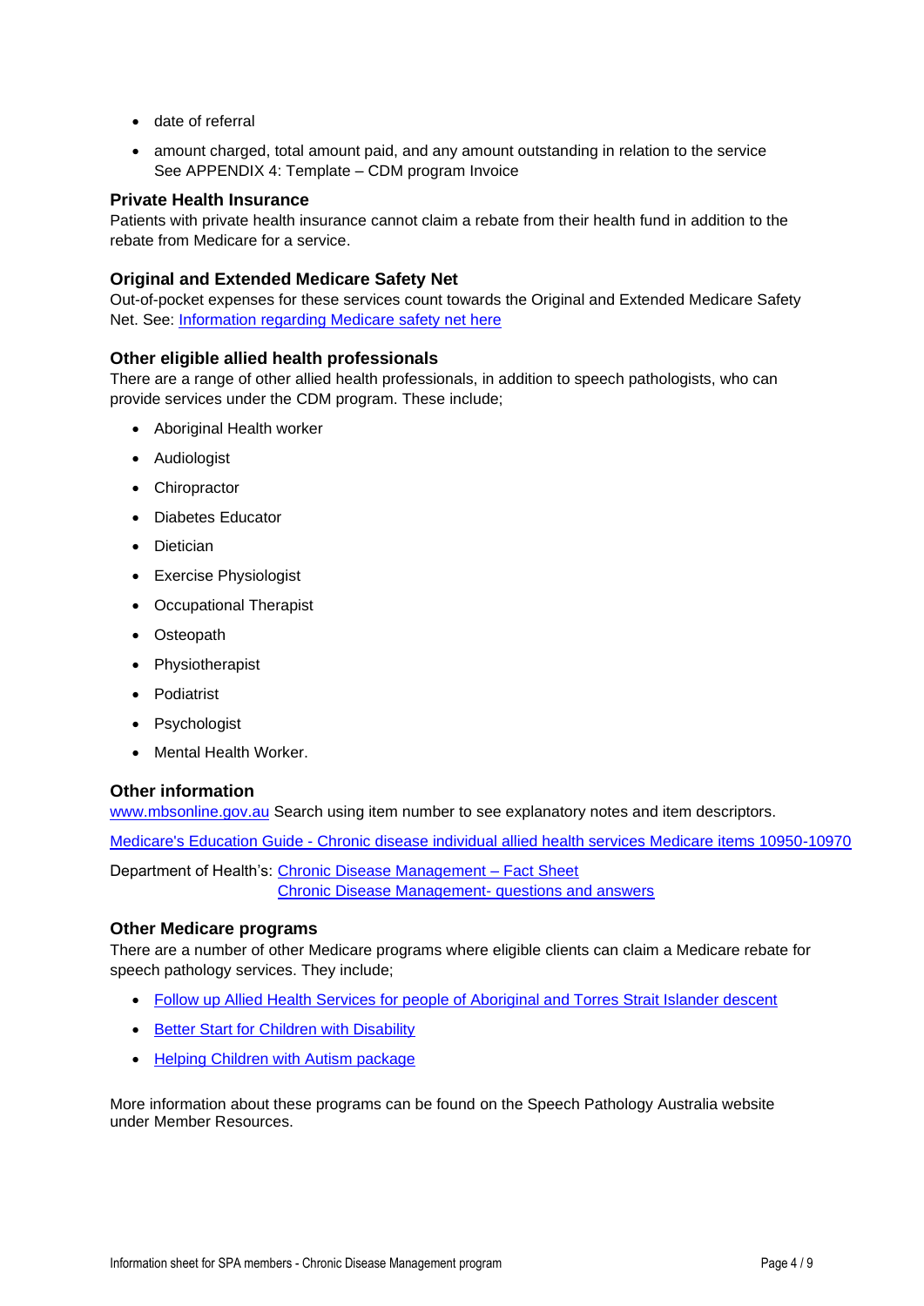- date of referral
- amount charged, total amount paid, and any amount outstanding in relation to the service
  See APPENDIX 4: Template – CDM program Invoice

### Private Health Insurance

Patients with private health insurance cannot claim a rebate from their health fund in addition to the rebate from Medicare for a service.

### Original and Extended Medicare Safety Net

Out-of-pocket expenses for these services count towards the Original and Extended Medicare Safety Net. See: [Information regarding Medicare safety net here]

### Other eligible allied health professionals

There are a range of other allied health professionals, in addition to speech pathologists, who can provide services under the CDM program. These include;

- Aboriginal Health worker
- Audiologist
- Chiropractor
- Diabetes Educator
- Dietician
- Exercise Physiologist
- Occupational Therapist
- Osteopath
- Physiotherapist
- Podiatrist
- Psychologist
- Mental Health Worker.

### Other information

www.mbsonline.gov.au Search using item number to see explanatory notes and item descriptors.

Medicare's Education Guide - Chronic disease individual allied health services Medicare items 10950-10970

Department of Health's: Chronic Disease Management – Fact Sheet
Chronic Disease Management- questions and answers

### Other Medicare programs

There are a number of other Medicare programs where eligible clients can claim a Medicare rebate for speech pathology services. They include;

- Follow up Allied Health Services for people of Aboriginal and Torres Strait Islander descent
- Better Start for Children with Disability
- Helping Children with Autism package

More information about these programs can be found on the Speech Pathology Australia website under Member Resources.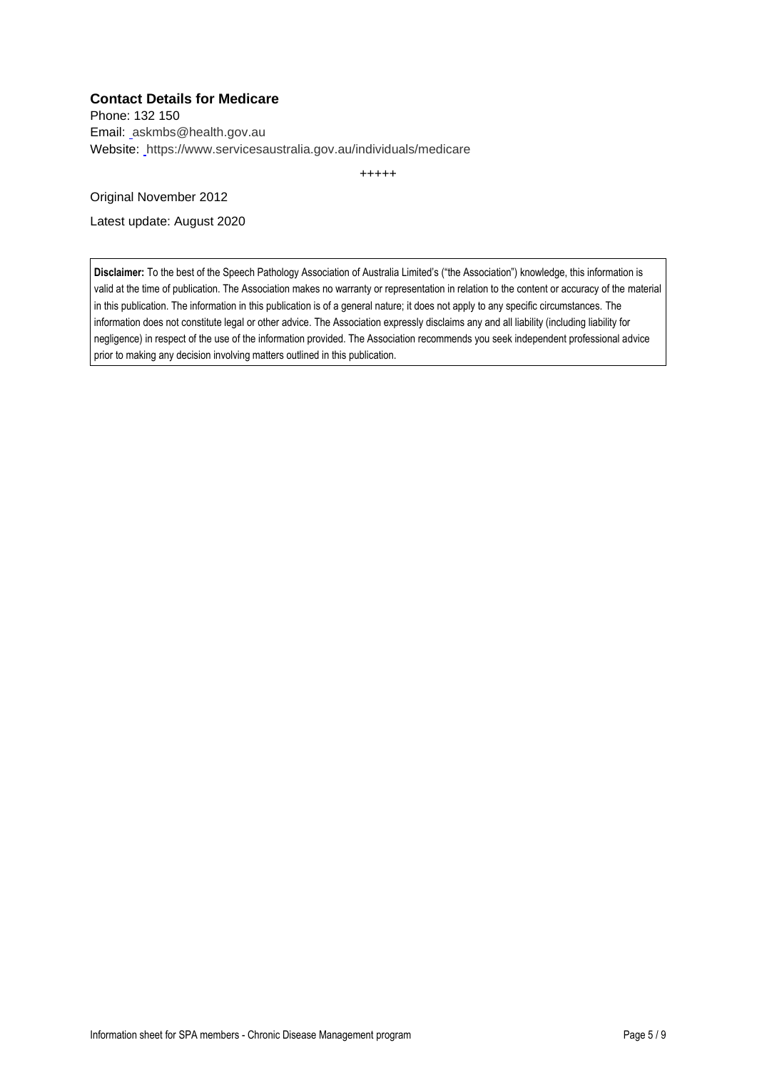### Contact Details for Medicare

Phone: 132 150
Email: askmbs@health.gov.au
Website: https://www.servicesaustralia.gov.au/individuals/medicare

+++++

Original November 2012

Latest update: August 2020

**Disclaimer:** To the best of the Speech Pathology Association of Australia Limited's ("the Association") knowledge, this information is valid at the time of publication. The Association makes no warranty or representation in relation to the content or accuracy of the material in this publication. The information in this publication is of a general nature; it does not apply to any specific circumstances. The information does not constitute legal or other advice. The Association expressly disclaims any and all liability (including liability for negligence) in respect of the use of the information provided. The Association recommends you seek independent professional advice prior to making any decision involving matters outlined in this publication.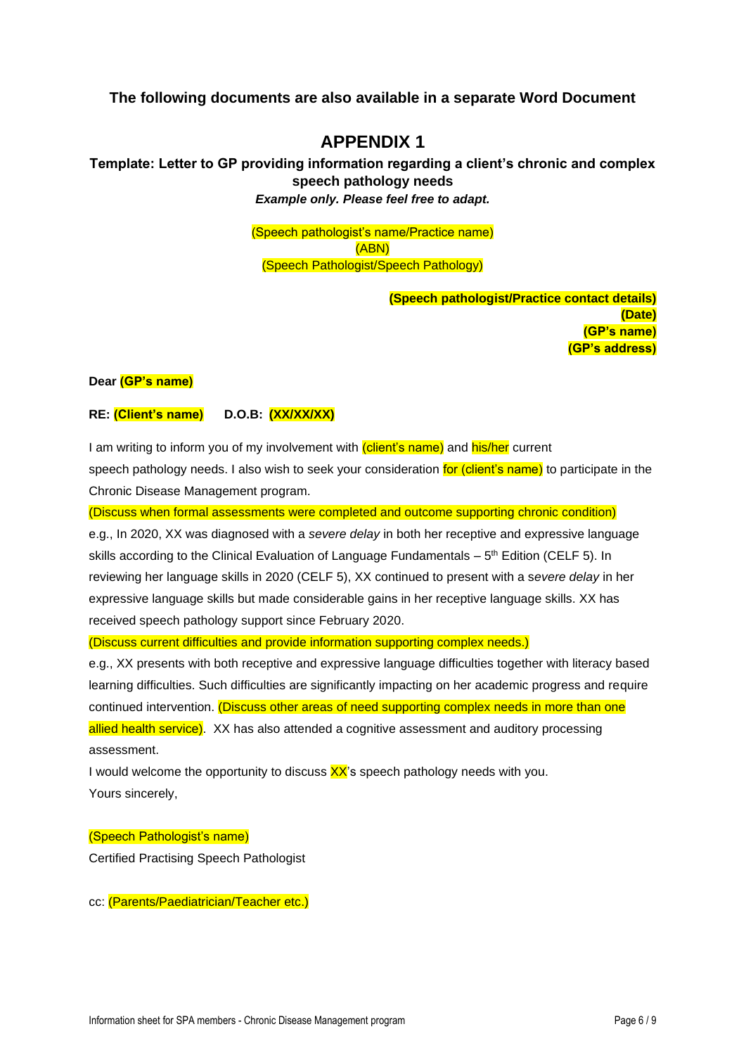**The following documents are also available in a separate Word Document**

# APPENDIX 1

**Template: Letter to GP providing information regarding a client's chronic and complex speech pathology needs**

***Example only. Please feel free to adapt.***

(Speech pathologist's name/Practice name)
(ABN)
(Speech Pathologist/Speech Pathology)

**(Speech pathologist/Practice contact details)**
**(Date)**
**(GP's name)**
**(GP's address)**

**Dear (GP's name)**

**RE: (Client's name) D.O.B: (XX/XX/XX)**

I am writing to inform you of my involvement with (client's name) and his/her current speech pathology needs. I also wish to seek your consideration for (client's name) to participate in the Chronic Disease Management program.

(Discuss when formal assessments were completed and outcome supporting chronic condition)

e.g., In 2020, XX was diagnosed with a *severe delay* in both her receptive and expressive language skills according to the Clinical Evaluation of Language Fundamentals – 5th Edition (CELF 5). In reviewing her language skills in 2020 (CELF 5), XX continued to present with a *severe delay* in her expressive language skills but made considerable gains in her receptive language skills. XX has received speech pathology support since February 2020.

(Discuss current difficulties and provide information supporting complex needs.)

e.g., XX presents with both receptive and expressive language difficulties together with literacy based learning difficulties. Such difficulties are significantly impacting on her academic progress and require continued intervention. (Discuss other areas of need supporting complex needs in more than one allied health service). XX has also attended a cognitive assessment and auditory processing assessment.

I would welcome the opportunity to discuss XX's speech pathology needs with you.

Yours sincerely,

(Speech Pathologist's name)

Certified Practising Speech Pathologist

cc: (Parents/Paediatrician/Teacher etc.)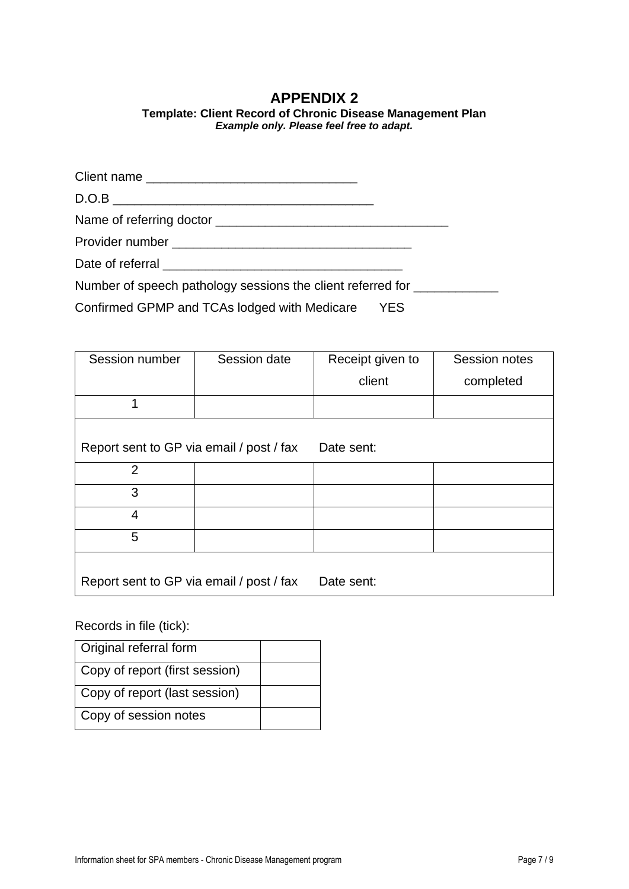# APPENDIX 2

**Template: Client Record of Chronic Disease Management Plan**

***Example only. Please feel free to adapt.***

Client name ______________________________

D.O.B ____________________________________

Name of referring doctor _________________________________

Provider number __________________________________

Date of referral __________________________________

Number of speech pathology sessions the client referred for ____________

Confirmed GPMP and TCAs lodged with Medicare YES

| Session number | Session date | Receipt given to client | Session notes completed |
|---|---|---|---|
| 1 | | | |
| Report sent to GP via email / post / fax Date sent: | | | |
| 2 | | | |
| 3 | | | |
| 4 | | | |
| 5 | | | |
| Report sent to GP via email / post / fax Date sent: | | | |

Records in file (tick):

| | |
|---|---|
| Original referral form | |
| Copy of report (first session) | |
| Copy of report (last session) | |
| Copy of session notes | |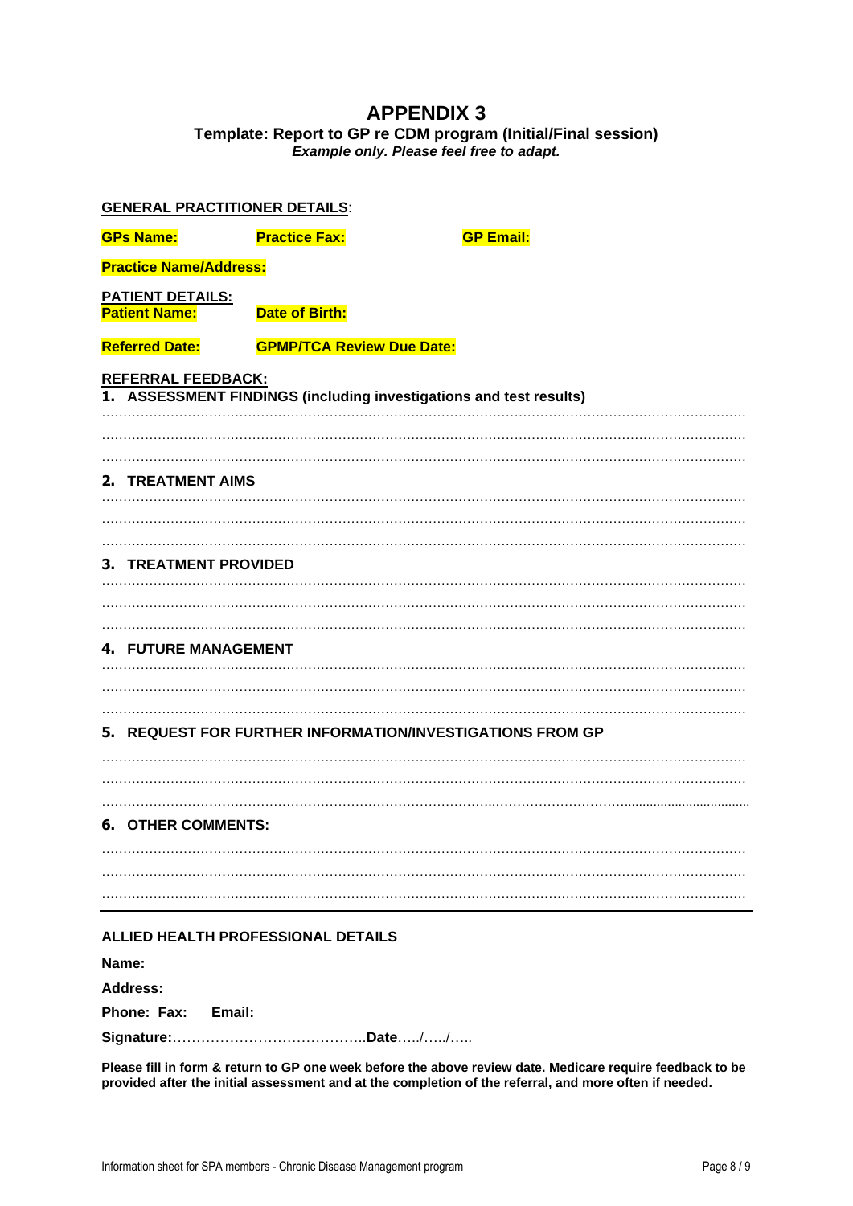# APPENDIX 3

## Template: Report to GP re CDM program (Initial/Final session)

***Example only. Please feel free to adapt.***

**GENERAL PRACTITIONER DETAILS**:

**GPs Name:** **Practice Fax:** **GP Email:**

**Practice Name/Address:**

**PATIENT DETAILS:**

**Patient Name:** **Date of Birth:**

**Referred Date:** **GPMP/TCA Review Due Date:**

**REFERRAL FEEDBACK:**

**1. ASSESSMENT FINDINGS (including investigations and test results)**

………………………………………………………………………………………………………………………………

………………………………………………………………………………………………………………………………

………………………………………………………………………………………………………………………………

**2. TREATMENT AIMS**

………………………………………………………………………………………………………………………………

………………………………………………………………………………………………………………………………

………………………………………………………………………………………………………………………………

**3. TREATMENT PROVIDED**

………………………………………………………………………………………………………………………………

………………………………………………………………………………………………………………………………

………………………………………………………………………………………………………………………………

**4. FUTURE MANAGEMENT**

………………………………………………………………………………………………………………………………

………………………………………………………………………………………………………………………………

………………………………………………………………………………………………………………………………

**5. REQUEST FOR FURTHER INFORMATION/INVESTIGATIONS FROM GP**

………………………………………………………………………………………………………………………………

………………………………………………………………………………………………………………………………

………………………………………………………………………………………………………………………………

**6. OTHER COMMENTS:**

………………………………………………………………………………………………………………………………

………………………………………………………………………………………………………………………………

………………………………………………………………………………………………………………………………

---

**ALLIED HEALTH PROFESSIONAL DETAILS**

**Name:**

**Address:**

**Phone: Fax: Email:**

**Signature:**…………………………………..**Date**…../…../…..

**Please fill in form & return to GP one week before the above review date. Medicare require feedback to be provided after the initial assessment and at the completion of the referral, and more often if needed.**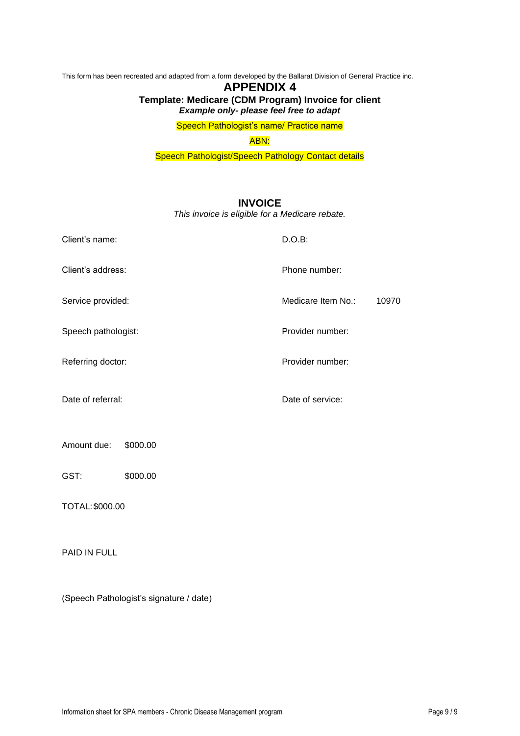This form has been recreated and adapted from a form developed by the Ballarat Division of General Practice inc.

# APPENDIX 4

**Template: Medicare (CDM Program) Invoice for client**

***Example only- please feel free to adapt***

Speech Pathologist's name/ Practice name

ABN:

Speech Pathologist/Speech Pathology Contact details

## INVOICE

*This invoice is eligible for a Medicare rebate.*

| | |
|---|---|
| Client's name: | D.O.B: |
| Client's address: | Phone number: |
| Service provided: | Medicare Item No.: 10970 |
| Speech pathologist: | Provider number: |
| Referring doctor: | Provider number: |
| Date of referral: | Date of service: |

Amount due: $000.00

GST: $000.00

TOTAL: $000.00

PAID IN FULL

(Speech Pathologist's signature / date)